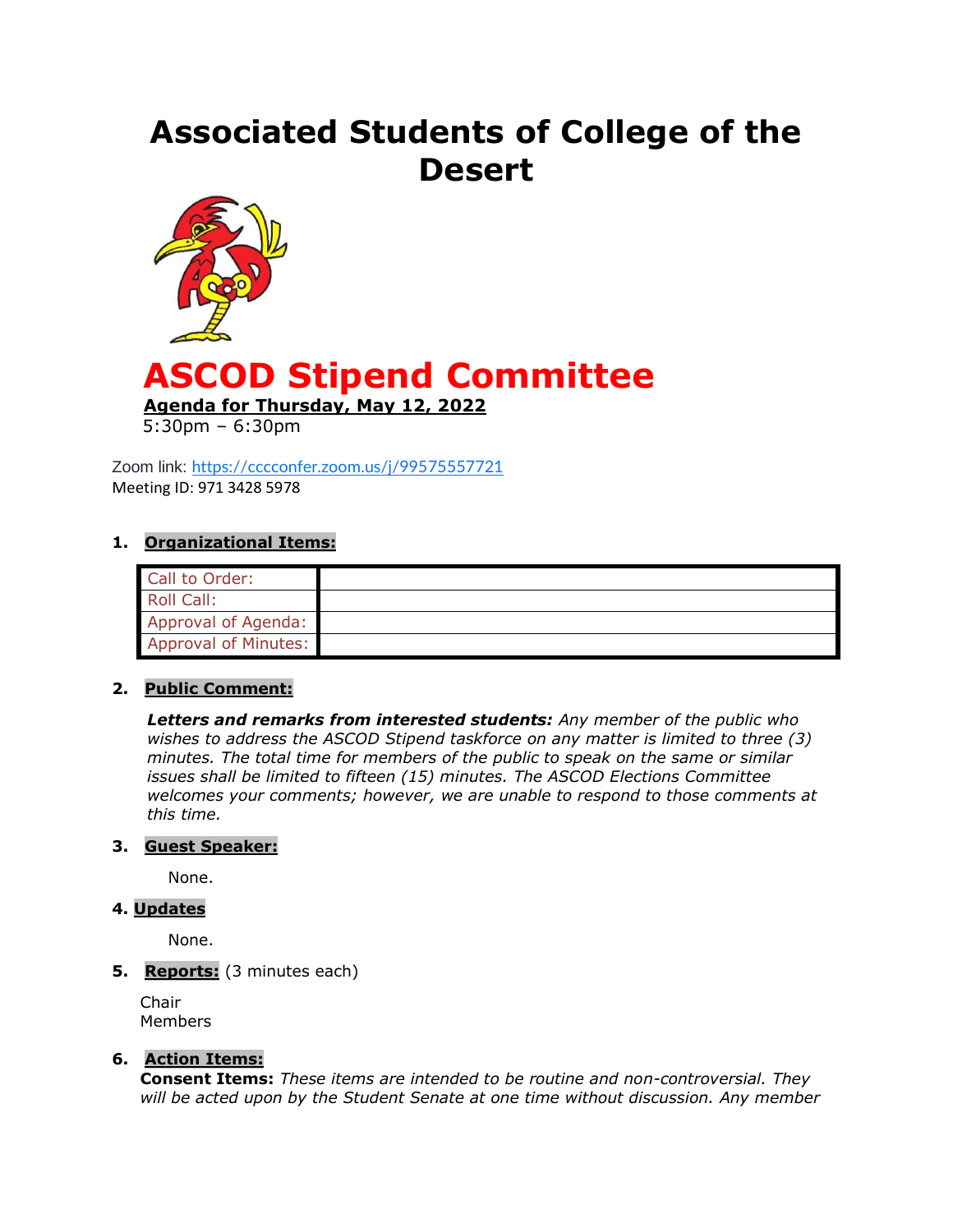# Associated Students of College of the Desert

# ASCOD Stipend Committee

**Agenda for Thursday, May 12, 2022**

5:30pm – 6:30pm

Zoom link: https://cccconfer.zoom.us/j/99575557721
Meeting ID: 971 3428 5978

1. **Organizational Items:**

| Call to Order: | |
|---|---|
| Roll Call: | |
| Approval of Agenda: | |
| Approval of Minutes: | |

2. **Public Comment:**

   ***Letters and remarks from interested students:*** *Any member of the public who wishes to address the ASCOD Stipend taskforce on any matter is limited to three (3) minutes. The total time for members of the public to speak on the same or similar issues shall be limited to fifteen (15) minutes. The ASCOD Elections Committee welcomes your comments; however, we are unable to respond to those comments at this time.*

3. **Guest Speaker:**

   None.

4. **Updates**

   None.

5. **Reports:** (3 minutes each)

   Chair
   Members

6. **Action Items:**

   **Consent Items:** *These items are intended to be routine and non-controversial. They will be acted upon by the Student Senate at one time without discussion. Any member*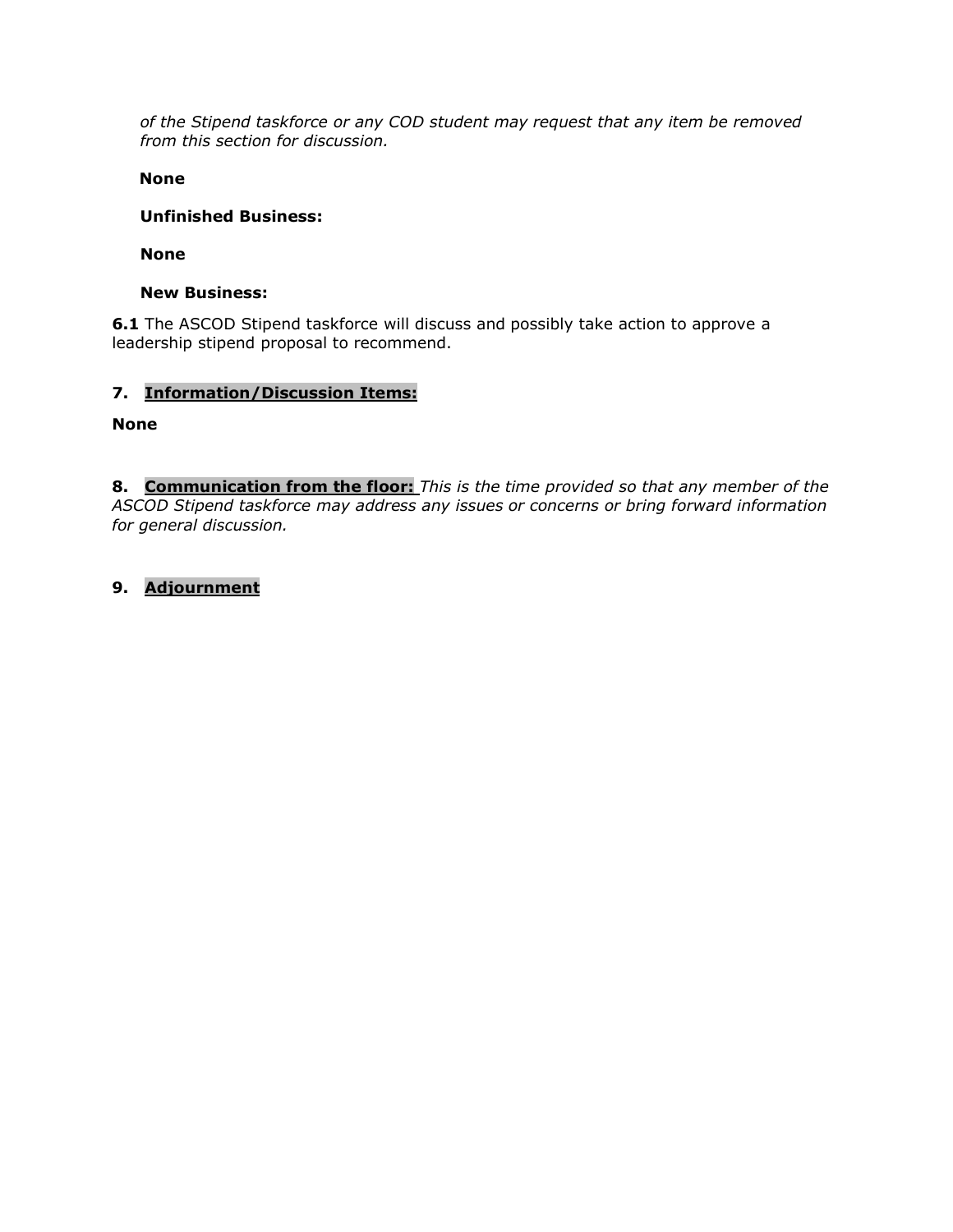*of the Stipend taskforce or any COD student may request that any item be removed from this section for discussion.*

**None**

**Unfinished Business:**

**None**

**New Business:**

**6.1** The ASCOD Stipend taskforce will discuss and possibly take action to approve a leadership stipend proposal to recommend.

## 7. Information/Discussion Items:

**None**

## 8. Communication from the floor:

*This is the time provided so that any member of the ASCOD Stipend taskforce may address any issues or concerns or bring forward information for general discussion.*

## 9. Adjournment